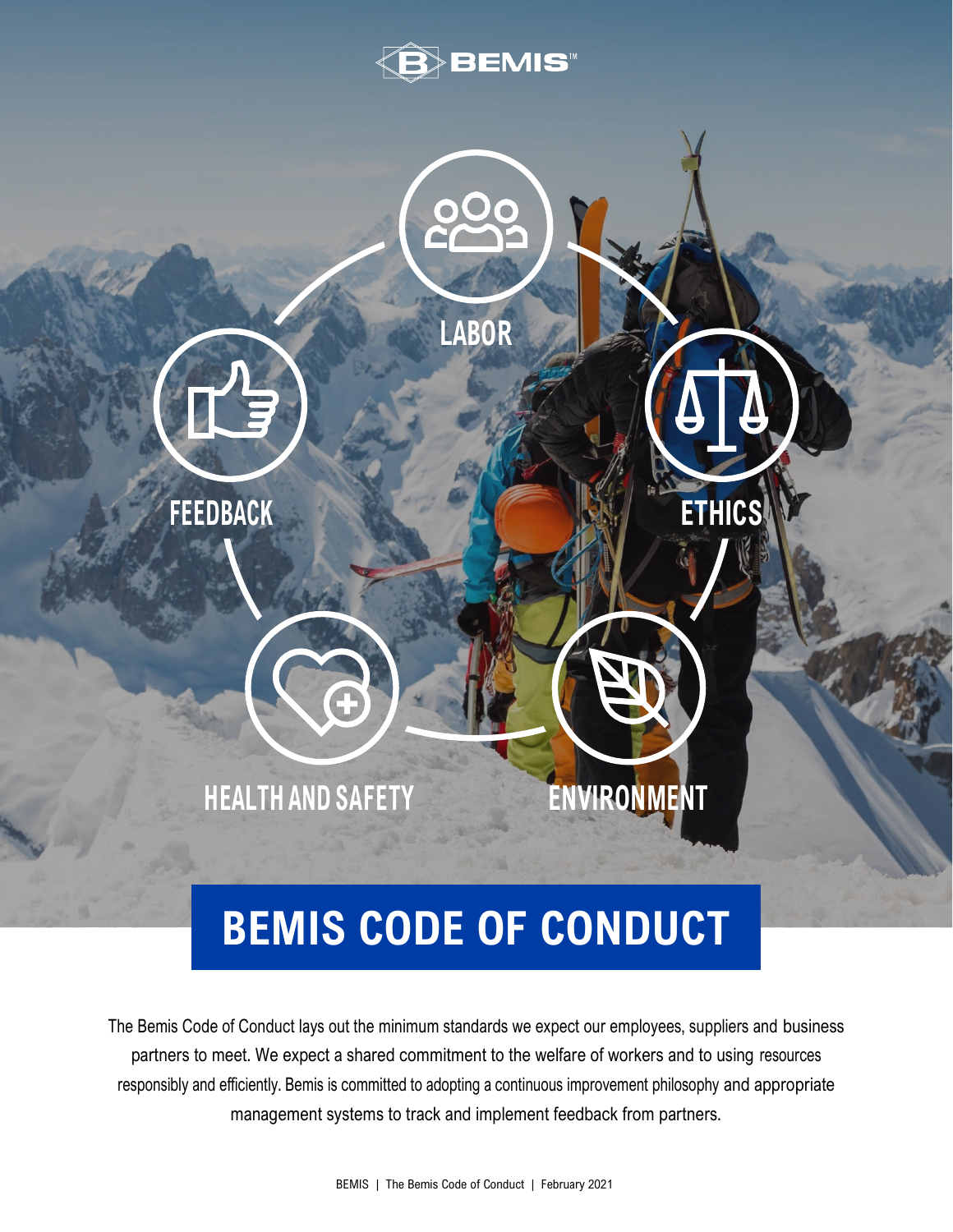BEMIS™

LABOR

ETHICS

ENVIRONMENT

HEALTH AND SAFETY

FEEDBACK

# BEMIS CODE OF CONDUCT

The Bemis Code of Conduct lays out the minimum standards we expect our employees, suppliers and business partners to meet. We expect a shared commitment to the welfare of workers and to using resources responsibly and efficiently. Bemis is committed to adopting a continuous improvement philosophy and appropriate management systems to track and implement feedback from partners.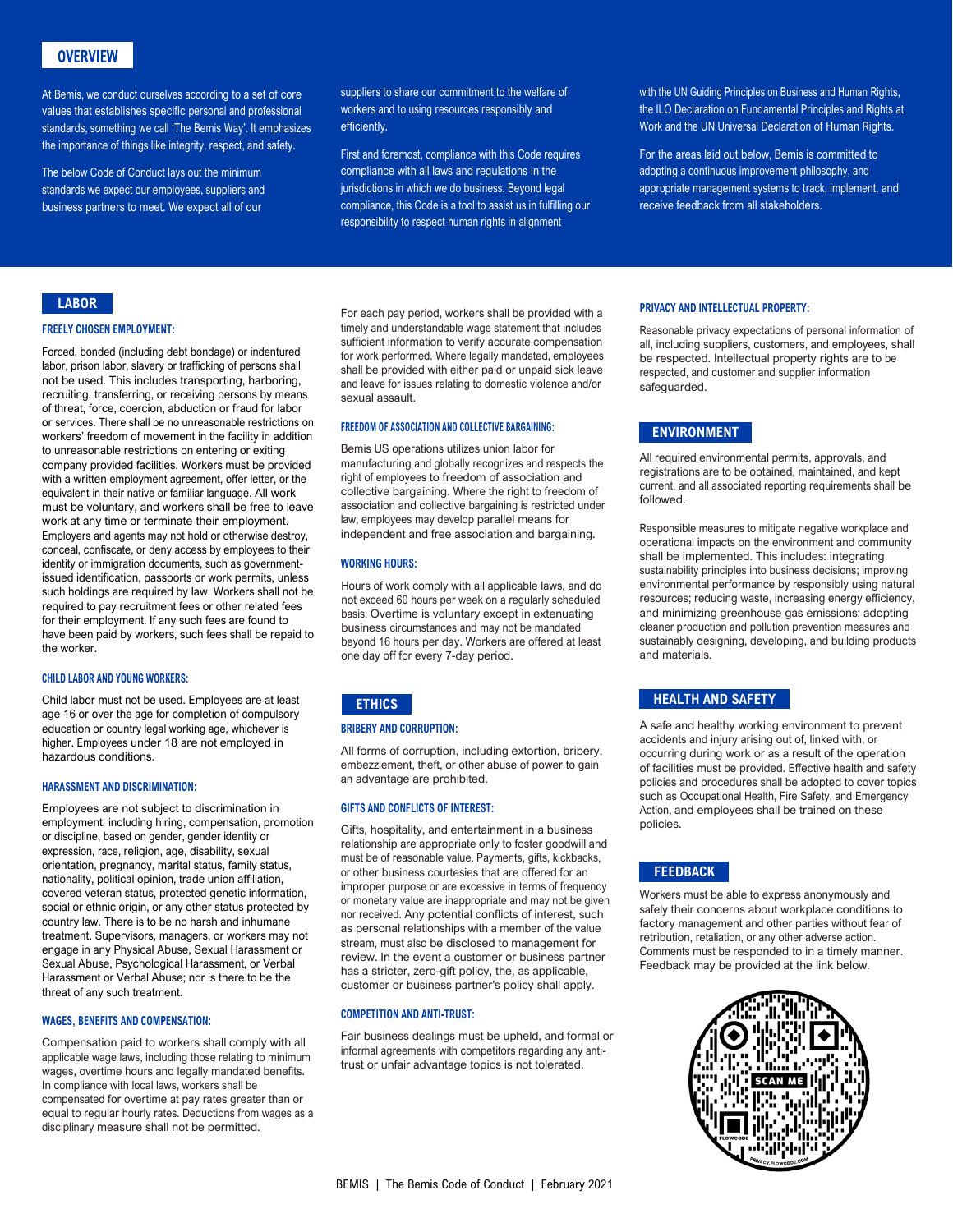## OVERVIEW

At Bemis, we conduct ourselves according to a set of core values that establishes specific personal and professional standards, something we call 'The Bemis Way'. It emphasizes the importance of things like integrity, respect, and safety.

The below Code of Conduct lays out the minimum standards we expect our employees, suppliers and business partners to meet. We expect all of our suppliers to share our commitment to the welfare of workers and to using resources responsibly and efficiently.

First and foremost, compliance with this Code requires compliance with all laws and regulations in the jurisdictions in which we do business. Beyond legal compliance, this Code is a tool to assist us in fulfilling our responsibility to respect human rights in alignment with the UN Guiding Principles on Business and Human Rights, the ILO Declaration on Fundamental Principles and Rights at Work and the UN Universal Declaration of Human Rights.

For the areas laid out below, Bemis is committed to adopting a continuous improvement philosophy, and appropriate management systems to track, implement, and receive feedback from all stakeholders.

## LABOR

### FREELY CHOSEN EMPLOYMENT:

Forced, bonded (including debt bondage) or indentured labor, prison labor, slavery or trafficking of persons shall not be used. This includes transporting, harboring, recruiting, transferring, or receiving persons by means of threat, force, coercion, abduction or fraud for labor or services. There shall be no unreasonable restrictions on workers' freedom of movement in the facility in addition to unreasonable restrictions on entering or exiting company provided facilities. Workers must be provided with a written employment agreement, offer letter, or the equivalent in their native or familiar language. All work must be voluntary, and workers shall be free to leave work at any time or terminate their employment. Employers and agents may not hold or otherwise destroy, conceal, confiscate, or deny access by employees to their identity or immigration documents, such as government-issued identification, passports or work permits, unless such holdings are required by law. Workers shall not be required to pay recruitment fees or other related fees for their employment. If any such fees are found to have been paid by workers, such fees shall be repaid to the worker.

### CHILD LABOR AND YOUNG WORKERS:

Child labor must not be used. Employees are at least age 16 or over the age for completion of compulsory education or country legal working age, whichever is higher. Employees under 18 are not employed in hazardous conditions.

### HARASSMENT AND DISCRIMINATION:

Employees are not subject to discrimination in employment, including hiring, compensation, promotion or discipline, based on gender, gender identity or expression, race, religion, age, disability, sexual orientation, pregnancy, marital status, family status, nationality, political opinion, trade union affiliation, covered veteran status, protected genetic information, social or ethnic origin, or any other status protected by country law. There is to be no harsh and inhumane treatment. Supervisors, managers, or workers may not engage in any Physical Abuse, Sexual Harassment or Sexual Abuse, Psychological Harassment, or Verbal Harassment or Verbal Abuse; nor is there to be the threat of any such treatment.

### WAGES, BENEFITS AND COMPENSATION:

Compensation paid to workers shall comply with all applicable wage laws, including those relating to minimum wages, overtime hours and legally mandated benefits. In compliance with local laws, workers shall be compensated for overtime at pay rates greater than or equal to regular hourly rates. Deductions from wages as a disciplinary measure shall not be permitted.

For each pay period, workers shall be provided with a timely and understandable wage statement that includes sufficient information to verify accurate compensation for work performed. Where legally mandated, employees shall be provided with either paid or unpaid sick leave and leave for issues relating to domestic violence and/or sexual assault.

### FREEDOM OF ASSOCIATION AND COLLECTIVE BARGAINING:

Bemis US operations utilizes union labor for manufacturing and globally recognizes and respects the right of employees to freedom of association and collective bargaining. Where the right to freedom of association and collective bargaining is restricted under law, employees may develop parallel means for independent and free association and bargaining.

### WORKING HOURS:

Hours of work comply with all applicable laws, and do not exceed 60 hours per week on a regularly scheduled basis. Overtime is voluntary except in extenuating business circumstances and may not be mandated beyond 16 hours per day. Workers are offered at least one day off for every 7-day period.

## ETHICS

### BRIBERY AND CORRUPTION:

All forms of corruption, including extortion, bribery, embezzlement, theft, or other abuse of power to gain an advantage are prohibited.

### GIFTS AND CONFLICTS OF INTEREST:

Gifts, hospitality, and entertainment in a business relationship are appropriate only to foster goodwill and must be of reasonable value. Payments, gifts, kickbacks, or other business courtesies that are offered for an improper purpose or are excessive in terms of frequency or monetary value are inappropriate and may not be given nor received. Any potential conflicts of interest, such as personal relationships with a member of the value stream, must also be disclosed to management for review. In the event a customer or business partner has a stricter, zero-gift policy, the, as applicable, customer or business partner's policy shall apply.

### COMPETITION AND ANTI-TRUST:

Fair business dealings must be upheld, and formal or informal agreements with competitors regarding any anti-trust or unfair advantage topics is not tolerated.

### PRIVACY AND INTELLECTUAL PROPERTY:

Reasonable privacy expectations of personal information of all, including suppliers, customers, and employees, shall be respected. Intellectual property rights are to be respected, and customer and supplier information safeguarded.

## ENVIRONMENT

All required environmental permits, approvals, and registrations are to be obtained, maintained, and kept current, and all associated reporting requirements shall be followed.

Responsible measures to mitigate negative workplace and operational impacts on the environment and community shall be implemented. This includes: integrating sustainability principles into business decisions; improving environmental performance by responsibly using natural resources; reducing waste, increasing energy efficiency, and minimizing greenhouse gas emissions; adopting cleaner production and pollution prevention measures and sustainably designing, developing, and building products and materials.

## HEALTH AND SAFETY

A safe and healthy working environment to prevent accidents and injury arising out of, linked with, or occurring during work or as a result of the operation of facilities must be provided. Effective health and safety policies and procedures shall be adopted to cover topics such as Occupational Health, Fire Safety, and Emergency Action, and employees shall be trained on these policies.

## FEEDBACK

Workers must be able to express anonymously and safely their concerns about workplace conditions to factory management and other parties without fear of retribution, retaliation, or any other adverse action. Comments must be responded to in a timely manner. Feedback may be provided at the link below.

SCAN ME

BEMIS | The Bemis Code of Conduct | February 2021